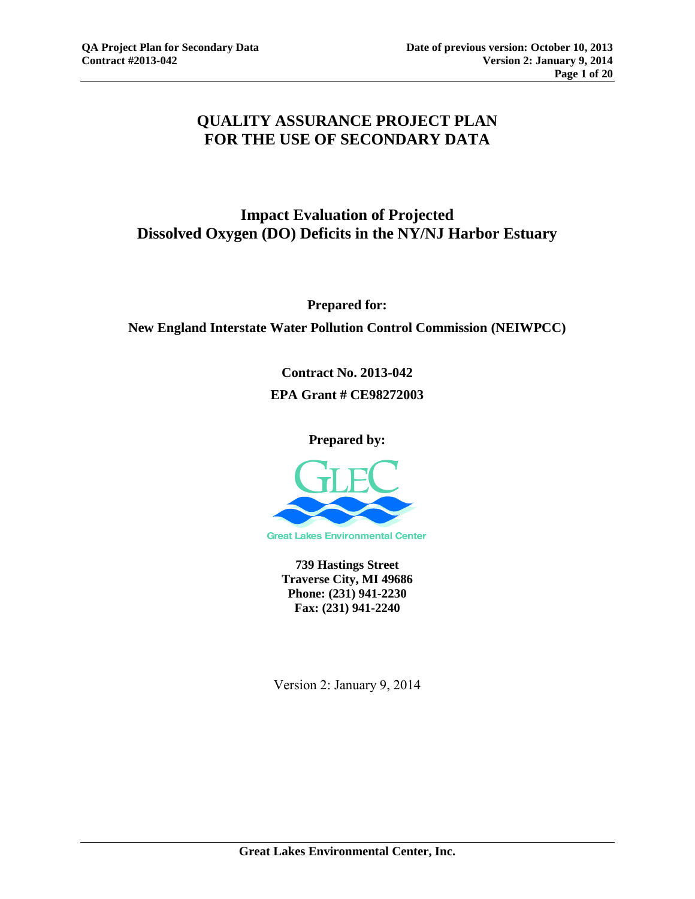# QUALITY ASSURANCE PROJECT PLAN FOR THE USE OF SECONDARY DATA

## Impact Evaluation of Projected Dissolved Oxygen (DO) Deficits in the NY/NJ Harbor Estuary

**Prepared for:**

**New England Interstate Water Pollution Control Commission (NEIWPCC)**

**Contract No. 2013-042**

**EPA Grant # CE98272003**

**Prepared by:**

Great Lakes Environmental Center

**739 Hastings Street**
**Traverse City, MI 49686**
**Phone: (231) 941-2230**
**Fax: (231) 941-2240**

Version 2: January 9, 2014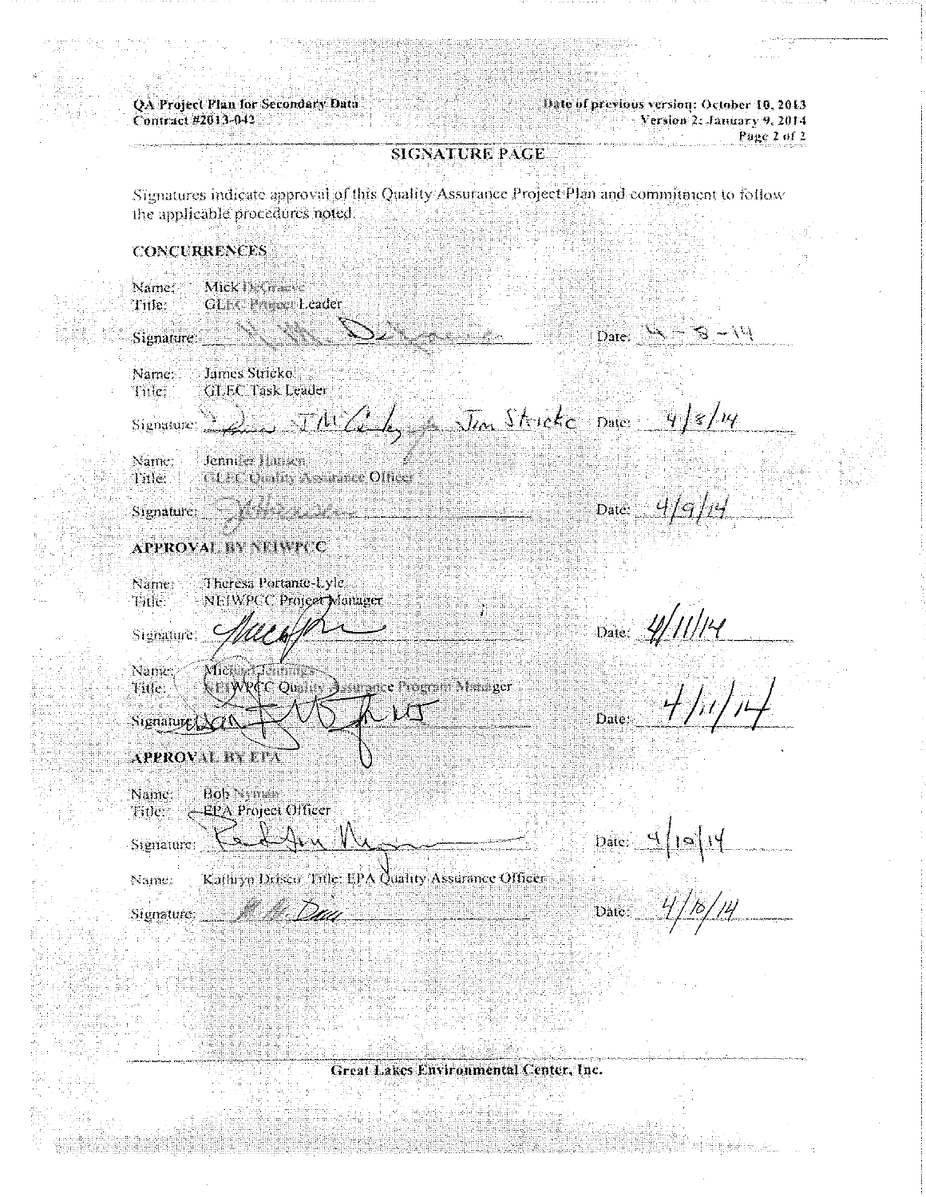## SIGNATURE PAGE

Signatures indicate approval of this Quality Assurance Project Plan and commitment to follow the applicable procedures noted.

### CONCURRENCES

Name: Mick DeGraeve
Title: GLEC Project Leader

Signature: ____________________ Date: 4-8-14

Name: James Stricko
Title: GLEC Task Leader

Signature: ____________________ for Jim Stricko Date: 4/8/14

Name: Jennifer Hansen
Title: GLEC Quality Assurance Officer

Signature: ____________________ Date: 4/9/14

### APPROVAL BY NEIWPCC

Name: Theresa Portante-Lyle
Title: NEIWPCC Project Manager

Signature: ____________________ Date: 4/11/14

Name: Michael Jennings
Title: NEIWPCC Quality Assurance Program Manager

Signature: ____________________ Date: 4/11/14

### APPROVAL BY EPA

Name: Bob Nyman
Title: EPA Project Officer

Signature: ____________________ Date: 4/10/14

Name: Kathryn Drisco Title: EPA Quality Assurance Officer

Signature: ____________________ Date: 4/10/14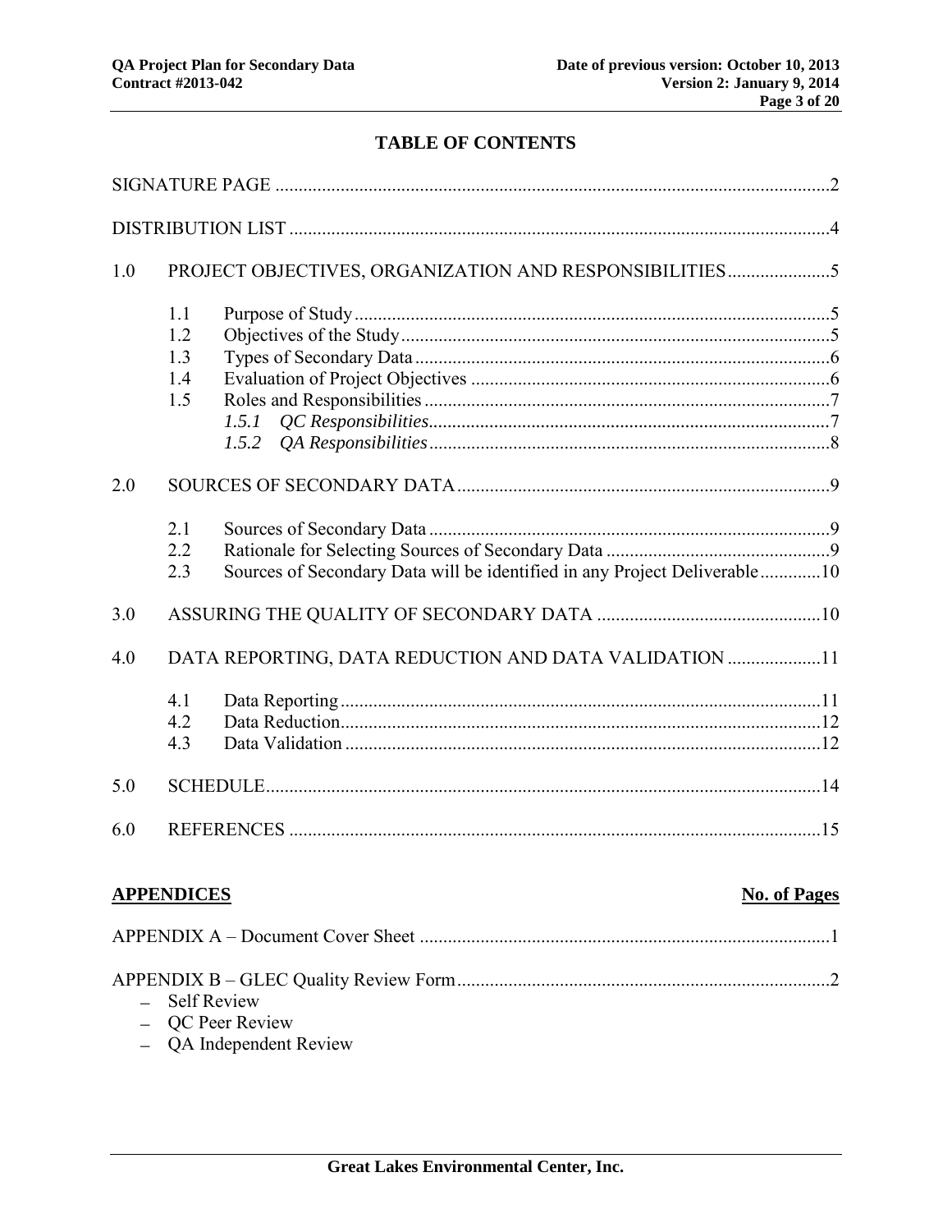# TABLE OF CONTENTS

SIGNATURE PAGE ....................................................................................................................2

DISTRIBUTION LIST ................................................................................................................4

1.0 PROJECT OBJECTIVES, ORGANIZATION AND RESPONSIBILITIES ......................5

- 1.1 Purpose of Study ......................................................................................................5
- 1.2 Objectives of the Study ............................................................................................5
- 1.3 Types of Secondary Data .........................................................................................6
- 1.4 Evaluation of Project Objectives .............................................................................6
- 1.5 Roles and Responsibilities .......................................................................................7
  - *1.5.1 QC Responsibilities* ......................................................................................7
  - *1.5.2 QA Responsibilities* ......................................................................................8

2.0 SOURCES OF SECONDARY DATA .................................................................................9

- 2.1 Sources of Secondary Data ......................................................................................9
- 2.2 Rationale for Selecting Sources of Secondary Data .................................................9
- 2.3 Sources of Secondary Data will be identified in any Project Deliverable .............10

3.0 ASSURING THE QUALITY OF SECONDARY DATA ................................................10

4.0 DATA REPORTING, DATA REDUCTION AND DATA VALIDATION ....................11

- 4.1 Data Reporting .......................................................................................................11
- 4.2 Data Reduction .......................................................................................................12
- 4.3 Data Validation ......................................................................................................12

5.0 SCHEDULE .......................................................................................................................14

6.0 REFERENCES ..................................................................................................................15

**APPENDICES** **No. of Pages**

APPENDIX A – Document Cover Sheet ........................................................................................1

APPENDIX B – GLEC Quality Review Form ...............................................................................2

- Self Review
- QC Peer Review
- QA Independent Review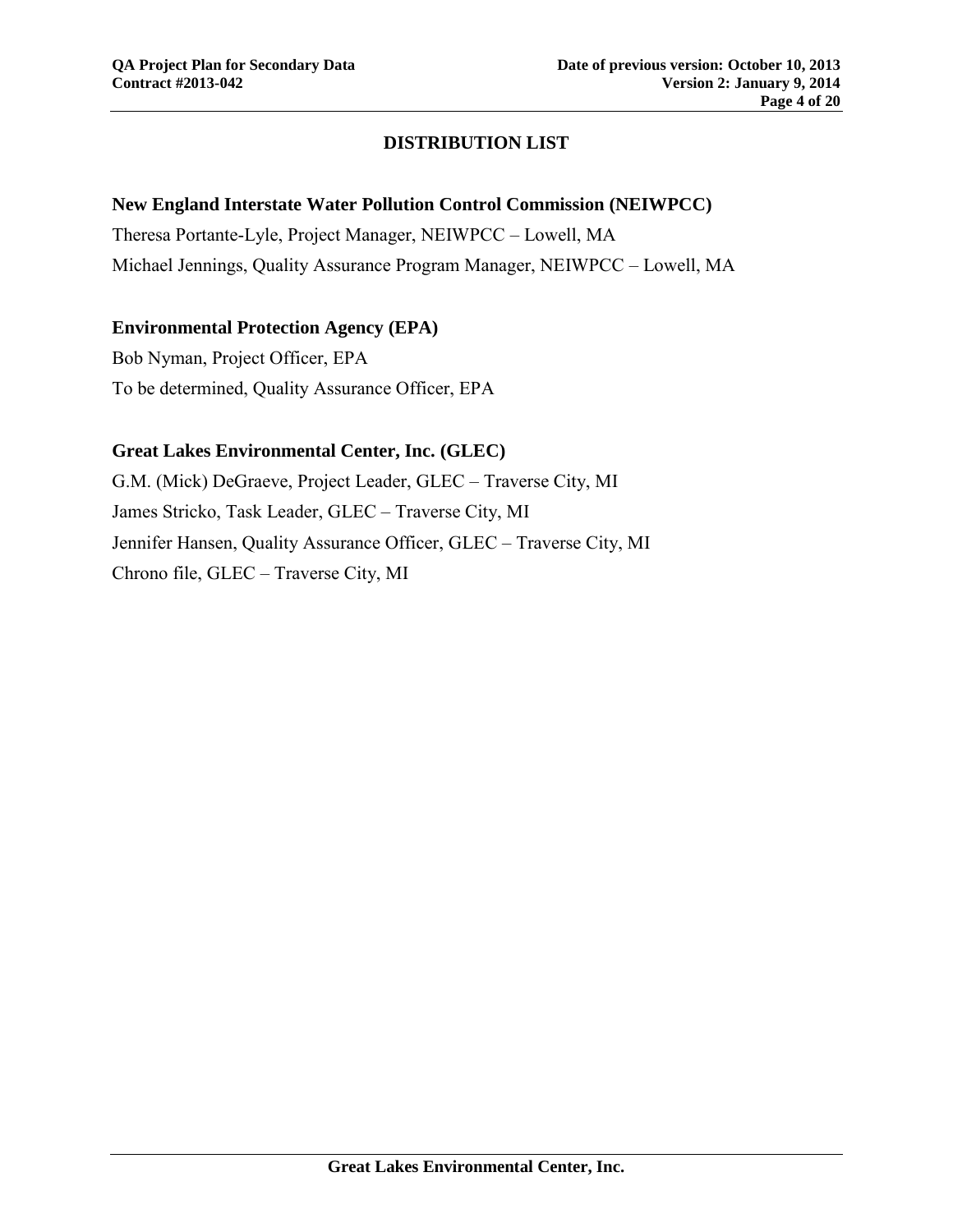# DISTRIBUTION LIST

**New England Interstate Water Pollution Control Commission (NEIWPCC)**

Theresa Portante-Lyle, Project Manager, NEIWPCC – Lowell, MA
Michael Jennings, Quality Assurance Program Manager, NEIWPCC – Lowell, MA

**Environmental Protection Agency (EPA)**

Bob Nyman, Project Officer, EPA
To be determined, Quality Assurance Officer, EPA

**Great Lakes Environmental Center, Inc. (GLEC)**

G.M. (Mick) DeGraeve, Project Leader, GLEC – Traverse City, MI
James Stricko, Task Leader, GLEC – Traverse City, MI
Jennifer Hansen, Quality Assurance Officer, GLEC – Traverse City, MI
Chrono file, GLEC – Traverse City, MI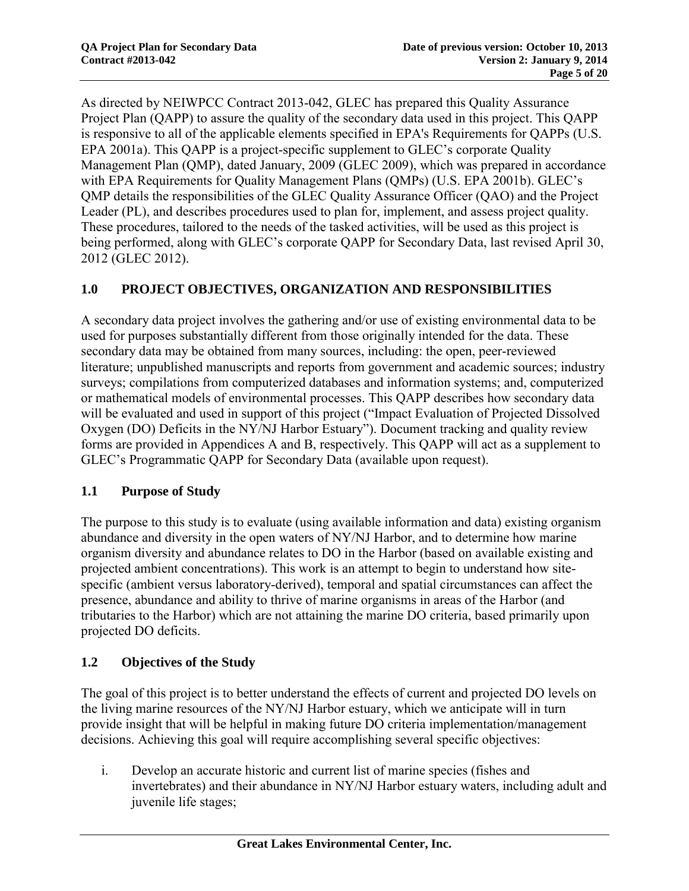As directed by NEIWPCC Contract 2013-042, GLEC has prepared this Quality Assurance Project Plan (QAPP) to assure the quality of the secondary data used in this project. This QAPP is responsive to all of the applicable elements specified in EPA's Requirements for QAPPs (U.S. EPA 2001a). This QAPP is a project-specific supplement to GLEC's corporate Quality Management Plan (QMP), dated January, 2009 (GLEC 2009), which was prepared in accordance with EPA Requirements for Quality Management Plans (QMPs) (U.S. EPA 2001b). GLEC's QMP details the responsibilities of the GLEC Quality Assurance Officer (QAO) and the Project Leader (PL), and describes procedures used to plan for, implement, and assess project quality. These procedures, tailored to the needs of the tasked activities, will be used as this project is being performed, along with GLEC's corporate QAPP for Secondary Data, last revised April 30, 2012 (GLEC 2012).

## 1.0 PROJECT OBJECTIVES, ORGANIZATION AND RESPONSIBILITIES

A secondary data project involves the gathering and/or use of existing environmental data to be used for purposes substantially different from those originally intended for the data. These secondary data may be obtained from many sources, including: the open, peer-reviewed literature; unpublished manuscripts and reports from government and academic sources; industry surveys; compilations from computerized databases and information systems; and, computerized or mathematical models of environmental processes. This QAPP describes how secondary data will be evaluated and used in support of this project ("Impact Evaluation of Projected Dissolved Oxygen (DO) Deficits in the NY/NJ Harbor Estuary"). Document tracking and quality review forms are provided in Appendices A and B, respectively. This QAPP will act as a supplement to GLEC's Programmatic QAPP for Secondary Data (available upon request).

### 1.1 Purpose of Study

The purpose to this study is to evaluate (using available information and data) existing organism abundance and diversity in the open waters of NY/NJ Harbor, and to determine how marine organism diversity and abundance relates to DO in the Harbor (based on available existing and projected ambient concentrations). This work is an attempt to begin to understand how site-specific (ambient versus laboratory-derived), temporal and spatial circumstances can affect the presence, abundance and ability to thrive of marine organisms in areas of the Harbor (and tributaries to the Harbor) which are not attaining the marine DO criteria, based primarily upon projected DO deficits.

### 1.2 Objectives of the Study

The goal of this project is to better understand the effects of current and projected DO levels on the living marine resources of the NY/NJ Harbor estuary, which we anticipate will in turn provide insight that will be helpful in making future DO criteria implementation/management decisions. Achieving this goal will require accomplishing several specific objectives:

i. Develop an accurate historic and current list of marine species (fishes and invertebrates) and their abundance in NY/NJ Harbor estuary waters, including adult and juvenile life stages;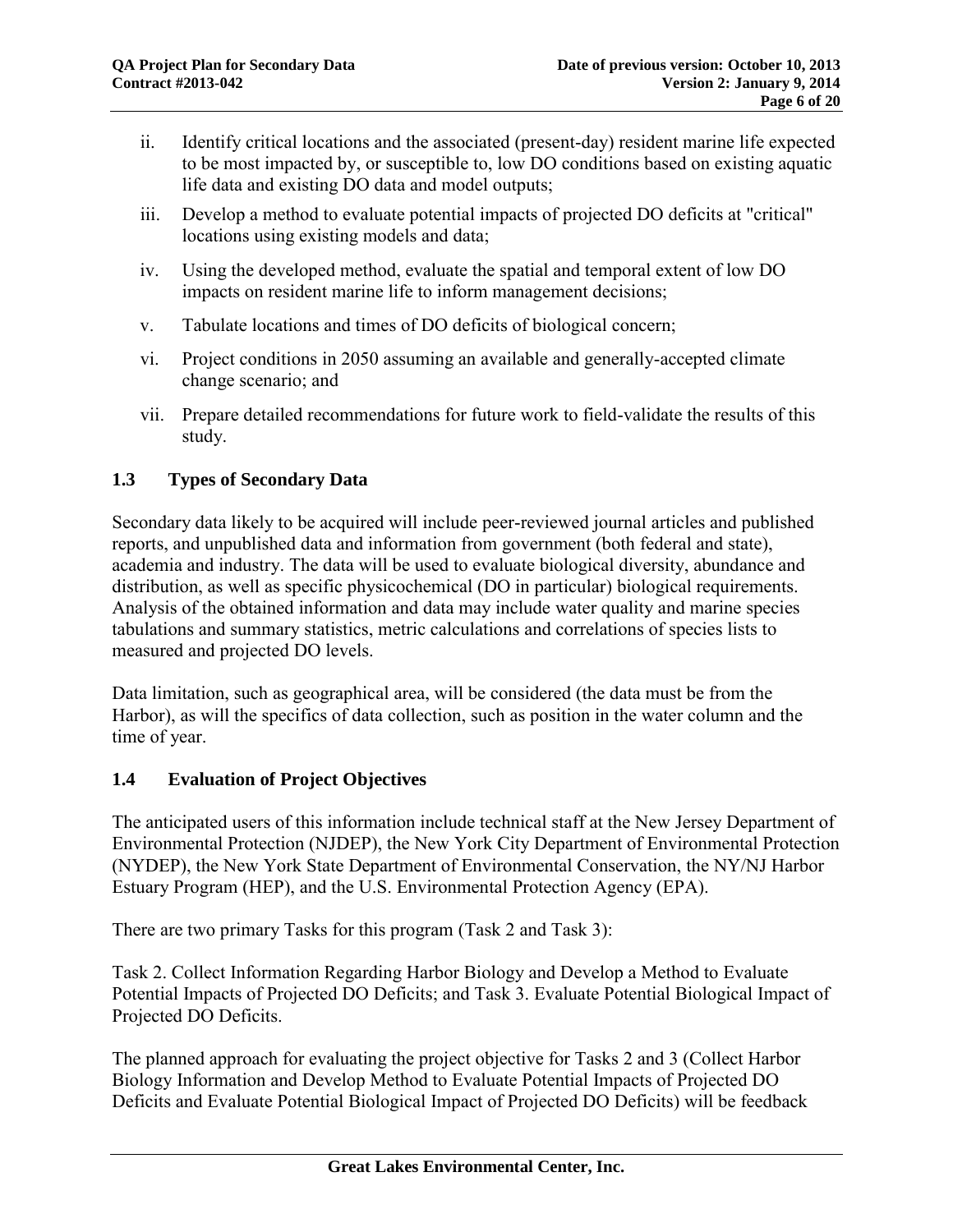ii. Identify critical locations and the associated (present-day) resident marine life expected to be most impacted by, or susceptible to, low DO conditions based on existing aquatic life data and existing DO data and model outputs;

iii. Develop a method to evaluate potential impacts of projected DO deficits at "critical" locations using existing models and data;

iv. Using the developed method, evaluate the spatial and temporal extent of low DO impacts on resident marine life to inform management decisions;

v. Tabulate locations and times of DO deficits of biological concern;

vi. Project conditions in 2050 assuming an available and generally-accepted climate change scenario; and

vii. Prepare detailed recommendations for future work to field-validate the results of this study.

## 1.3 Types of Secondary Data

Secondary data likely to be acquired will include peer-reviewed journal articles and published reports, and unpublished data and information from government (both federal and state), academia and industry. The data will be used to evaluate biological diversity, abundance and distribution, as well as specific physicochemical (DO in particular) biological requirements. Analysis of the obtained information and data may include water quality and marine species tabulations and summary statistics, metric calculations and correlations of species lists to measured and projected DO levels.

Data limitation, such as geographical area, will be considered (the data must be from the Harbor), as will the specifics of data collection, such as position in the water column and the time of year.

## 1.4 Evaluation of Project Objectives

The anticipated users of this information include technical staff at the New Jersey Department of Environmental Protection (NJDEP), the New York City Department of Environmental Protection (NYDEP), the New York State Department of Environmental Conservation, the NY/NJ Harbor Estuary Program (HEP), and the U.S. Environmental Protection Agency (EPA).

There are two primary Tasks for this program (Task 2 and Task 3):

Task 2. Collect Information Regarding Harbor Biology and Develop a Method to Evaluate Potential Impacts of Projected DO Deficits; and Task 3. Evaluate Potential Biological Impact of Projected DO Deficits.

The planned approach for evaluating the project objective for Tasks 2 and 3 (Collect Harbor Biology Information and Develop Method to Evaluate Potential Impacts of Projected DO Deficits and Evaluate Potential Biological Impact of Projected DO Deficits) will be feedback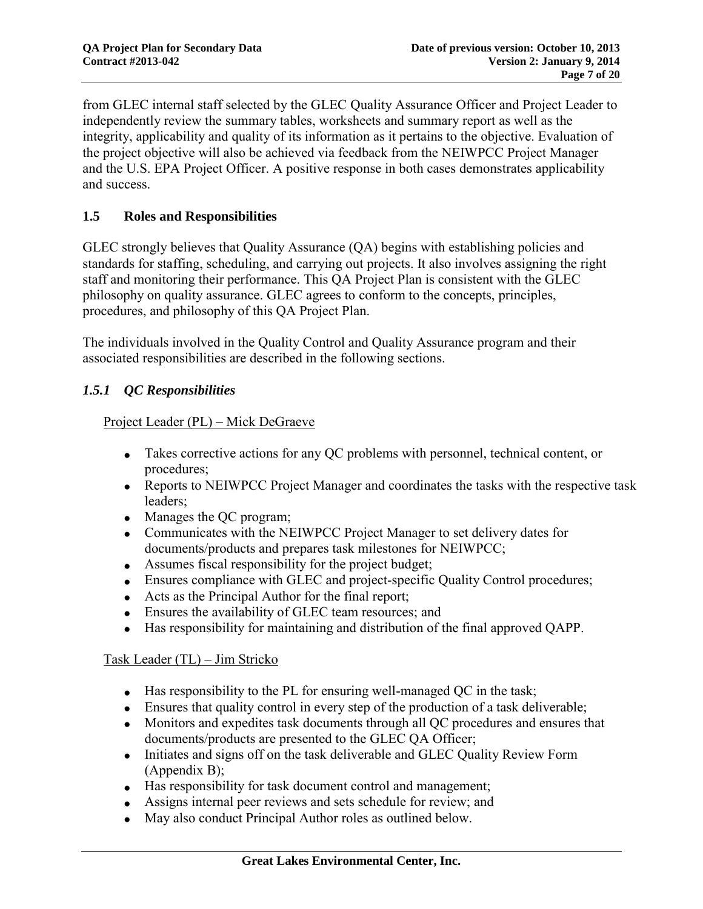from GLEC internal staff selected by the GLEC Quality Assurance Officer and Project Leader to independently review the summary tables, worksheets and summary report as well as the integrity, applicability and quality of its information as it pertains to the objective. Evaluation of the project objective will also be achieved via feedback from the NEIWPCC Project Manager and the U.S. EPA Project Officer. A positive response in both cases demonstrates applicability and success.

## 1.5 Roles and Responsibilities

GLEC strongly believes that Quality Assurance (QA) begins with establishing policies and standards for staffing, scheduling, and carrying out projects. It also involves assigning the right staff and monitoring their performance. This QA Project Plan is consistent with the GLEC philosophy on quality assurance. GLEC agrees to conform to the concepts, principles, procedures, and philosophy of this QA Project Plan.

The individuals involved in the Quality Control and Quality Assurance program and their associated responsibilities are described in the following sections.

### *1.5.1 QC Responsibilities*

<u>Project Leader (PL) – Mick DeGraeve</u>

- Takes corrective actions for any QC problems with personnel, technical content, or procedures;
- Reports to NEIWPCC Project Manager and coordinates the tasks with the respective task leaders;
- Manages the QC program;
- Communicates with the NEIWPCC Project Manager to set delivery dates for documents/products and prepares task milestones for NEIWPCC;
- Assumes fiscal responsibility for the project budget;
- Ensures compliance with GLEC and project-specific Quality Control procedures;
- Acts as the Principal Author for the final report;
- Ensures the availability of GLEC team resources; and
- Has responsibility for maintaining and distribution of the final approved QAPP.

<u>Task Leader (TL) – Jim Stricko</u>

- Has responsibility to the PL for ensuring well-managed QC in the task;
- Ensures that quality control in every step of the production of a task deliverable;
- Monitors and expedites task documents through all QC procedures and ensures that documents/products are presented to the GLEC QA Officer;
- Initiates and signs off on the task deliverable and GLEC Quality Review Form (Appendix B);
- Has responsibility for task document control and management;
- Assigns internal peer reviews and sets schedule for review; and
- May also conduct Principal Author roles as outlined below.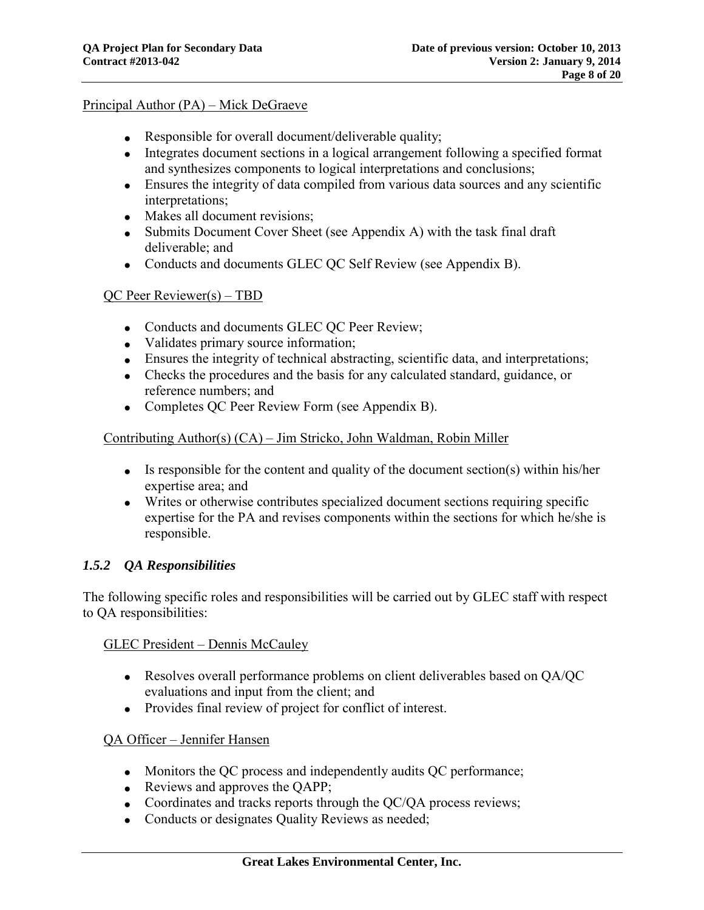Principal Author (PA) – Mick DeGraeve

- Responsible for overall document/deliverable quality;
- Integrates document sections in a logical arrangement following a specified format and synthesizes components to logical interpretations and conclusions;
- Ensures the integrity of data compiled from various data sources and any scientific interpretations;
- Makes all document revisions;
- Submits Document Cover Sheet (see Appendix A) with the task final draft deliverable; and
- Conducts and documents GLEC QC Self Review (see Appendix B).

QC Peer Reviewer(s) – TBD

- Conducts and documents GLEC QC Peer Review;
- Validates primary source information;
- Ensures the integrity of technical abstracting, scientific data, and interpretations;
- Checks the procedures and the basis for any calculated standard, guidance, or reference numbers; and
- Completes QC Peer Review Form (see Appendix B).

Contributing Author(s) (CA) – Jim Stricko, John Waldman, Robin Miller

- Is responsible for the content and quality of the document section(s) within his/her expertise area; and
- Writes or otherwise contributes specialized document sections requiring specific expertise for the PA and revises components within the sections for which he/she is responsible.

### *1.5.2 QA Responsibilities*

The following specific roles and responsibilities will be carried out by GLEC staff with respect to QA responsibilities:

GLEC President – Dennis McCauley

- Resolves overall performance problems on client deliverables based on QA/QC evaluations and input from the client; and
- Provides final review of project for conflict of interest.

QA Officer – Jennifer Hansen

- Monitors the QC process and independently audits QC performance;
- Reviews and approves the QAPP;
- Coordinates and tracks reports through the QC/QA process reviews;
- Conducts or designates Quality Reviews as needed;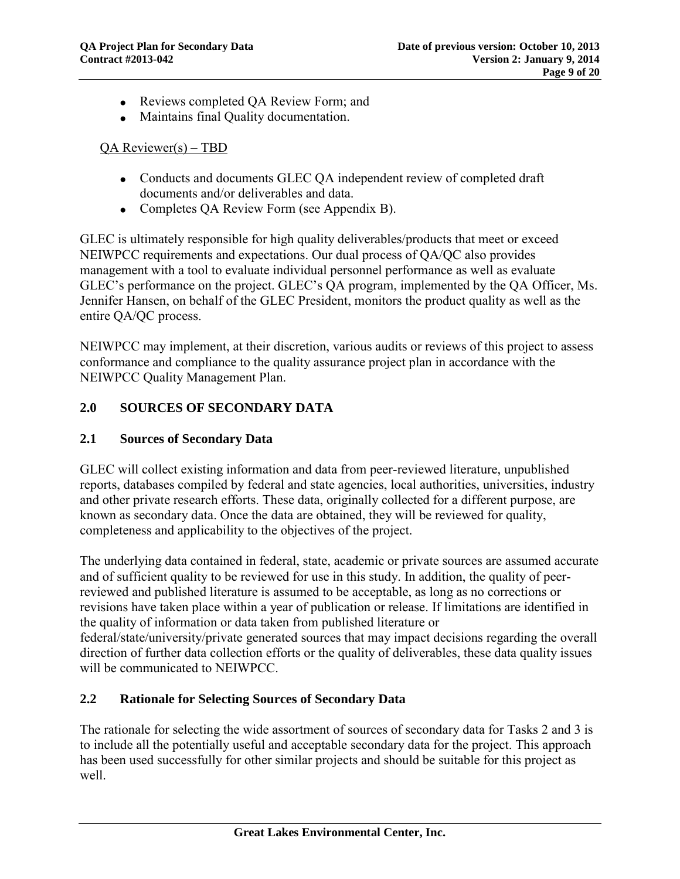- Reviews completed QA Review Form; and
- Maintains final Quality documentation.

QA Reviewer(s) – TBD

- Conducts and documents GLEC QA independent review of completed draft documents and/or deliverables and data.
- Completes QA Review Form (see Appendix B).

GLEC is ultimately responsible for high quality deliverables/products that meet or exceed NEIWPCC requirements and expectations. Our dual process of QA/QC also provides management with a tool to evaluate individual personnel performance as well as evaluate GLEC's performance on the project. GLEC's QA program, implemented by the QA Officer, Ms. Jennifer Hansen, on behalf of the GLEC President, monitors the product quality as well as the entire QA/QC process.

NEIWPCC may implement, at their discretion, various audits or reviews of this project to assess conformance and compliance to the quality assurance project plan in accordance with the NEIWPCC Quality Management Plan.

## 2.0 SOURCES OF SECONDARY DATA

### 2.1 Sources of Secondary Data

GLEC will collect existing information and data from peer-reviewed literature, unpublished reports, databases compiled by federal and state agencies, local authorities, universities, industry and other private research efforts. These data, originally collected for a different purpose, are known as secondary data. Once the data are obtained, they will be reviewed for quality, completeness and applicability to the objectives of the project.

The underlying data contained in federal, state, academic or private sources are assumed accurate and of sufficient quality to be reviewed for use in this study. In addition, the quality of peer-reviewed and published literature is assumed to be acceptable, as long as no corrections or revisions have taken place within a year of publication or release. If limitations are identified in the quality of information or data taken from published literature or federal/state/university/private generated sources that may impact decisions regarding the overall direction of further data collection efforts or the quality of deliverables, these data quality issues will be communicated to NEIWPCC.

### 2.2 Rationale for Selecting Sources of Secondary Data

The rationale for selecting the wide assortment of sources of secondary data for Tasks 2 and 3 is to include all the potentially useful and acceptable secondary data for the project. This approach has been used successfully for other similar projects and should be suitable for this project as well.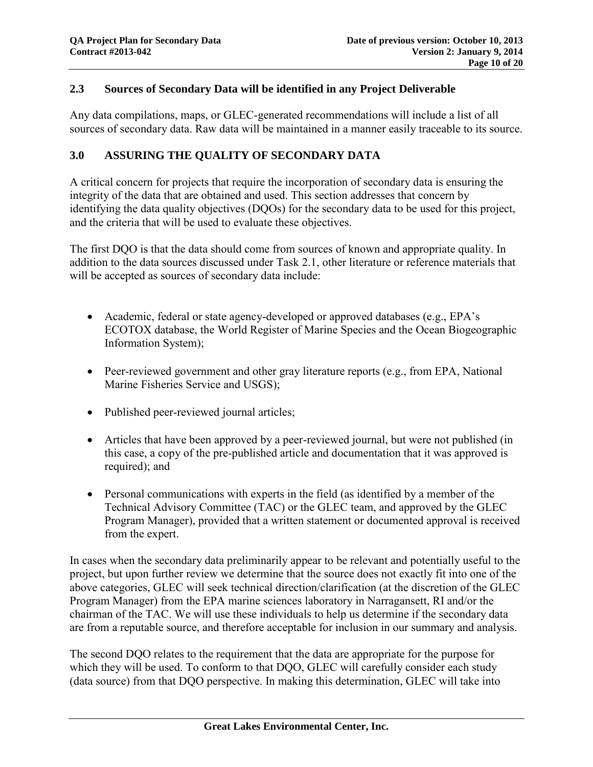## 2.3 Sources of Secondary Data will be identified in any Project Deliverable

Any data compilations, maps, or GLEC-generated recommendations will include a list of all sources of secondary data. Raw data will be maintained in a manner easily traceable to its source.

## 3.0 ASSURING THE QUALITY OF SECONDARY DATA

A critical concern for projects that require the incorporation of secondary data is ensuring the integrity of the data that are obtained and used. This section addresses that concern by identifying the data quality objectives (DQOs) for the secondary data to be used for this project, and the criteria that will be used to evaluate these objectives.

The first DQO is that the data should come from sources of known and appropriate quality. In addition to the data sources discussed under Task 2.1, other literature or reference materials that will be accepted as sources of secondary data include:

- Academic, federal or state agency-developed or approved databases (e.g., EPA's ECOTOX database, the World Register of Marine Species and the Ocean Biogeographic Information System);
- Peer-reviewed government and other gray literature reports (e.g., from EPA, National Marine Fisheries Service and USGS);
- Published peer-reviewed journal articles;
- Articles that have been approved by a peer-reviewed journal, but were not published (in this case, a copy of the pre-published article and documentation that it was approved is required); and
- Personal communications with experts in the field (as identified by a member of the Technical Advisory Committee (TAC) or the GLEC team, and approved by the GLEC Program Manager), provided that a written statement or documented approval is received from the expert.

In cases when the secondary data preliminarily appear to be relevant and potentially useful to the project, but upon further review we determine that the source does not exactly fit into one of the above categories, GLEC will seek technical direction/clarification (at the discretion of the GLEC Program Manager) from the EPA marine sciences laboratory in Narragansett, RI and/or the chairman of the TAC. We will use these individuals to help us determine if the secondary data are from a reputable source, and therefore acceptable for inclusion in our summary and analysis.

The second DQO relates to the requirement that the data are appropriate for the purpose for which they will be used. To conform to that DQO, GLEC will carefully consider each study (data source) from that DQO perspective. In making this determination, GLEC will take into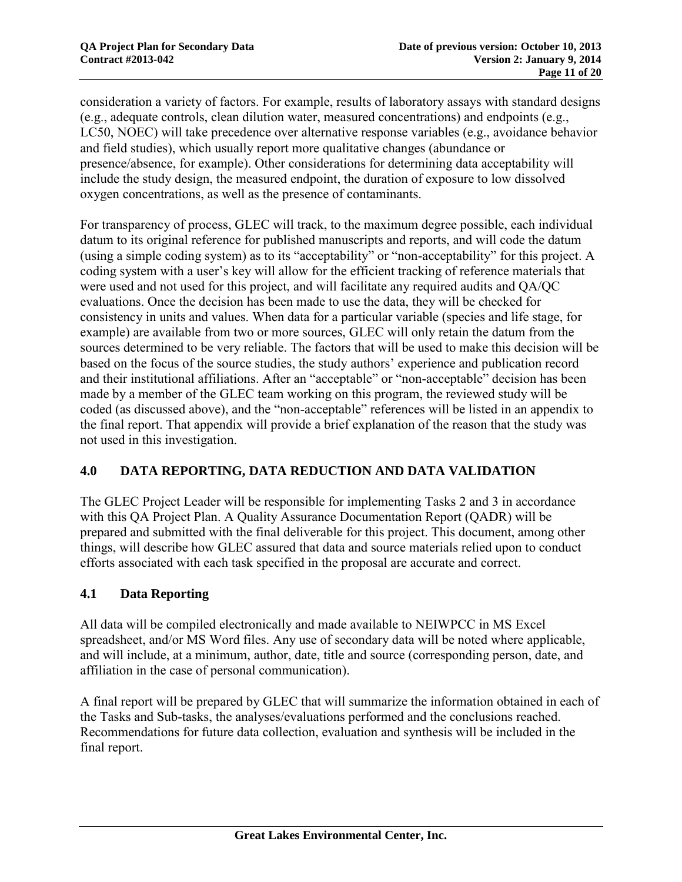consideration a variety of factors. For example, results of laboratory assays with standard designs (e.g., adequate controls, clean dilution water, measured concentrations) and endpoints (e.g., LC50, NOEC) will take precedence over alternative response variables (e.g., avoidance behavior and field studies), which usually report more qualitative changes (abundance or presence/absence, for example). Other considerations for determining data acceptability will include the study design, the measured endpoint, the duration of exposure to low dissolved oxygen concentrations, as well as the presence of contaminants.

For transparency of process, GLEC will track, to the maximum degree possible, each individual datum to its original reference for published manuscripts and reports, and will code the datum (using a simple coding system) as to its "acceptability" or "non-acceptability" for this project. A coding system with a user's key will allow for the efficient tracking of reference materials that were used and not used for this project, and will facilitate any required audits and QA/QC evaluations. Once the decision has been made to use the data, they will be checked for consistency in units and values. When data for a particular variable (species and life stage, for example) are available from two or more sources, GLEC will only retain the datum from the sources determined to be very reliable. The factors that will be used to make this decision will be based on the focus of the source studies, the study authors' experience and publication record and their institutional affiliations. After an "acceptable" or "non-acceptable" decision has been made by a member of the GLEC team working on this program, the reviewed study will be coded (as discussed above), and the "non-acceptable" references will be listed in an appendix to the final report. That appendix will provide a brief explanation of the reason that the study was not used in this investigation.

## 4.0 DATA REPORTING, DATA REDUCTION AND DATA VALIDATION

The GLEC Project Leader will be responsible for implementing Tasks 2 and 3 in accordance with this QA Project Plan. A Quality Assurance Documentation Report (QADR) will be prepared and submitted with the final deliverable for this project. This document, among other things, will describe how GLEC assured that data and source materials relied upon to conduct efforts associated with each task specified in the proposal are accurate and correct.

### 4.1 Data Reporting

All data will be compiled electronically and made available to NEIWPCC in MS Excel spreadsheet, and/or MS Word files. Any use of secondary data will be noted where applicable, and will include, at a minimum, author, date, title and source (corresponding person, date, and affiliation in the case of personal communication).

A final report will be prepared by GLEC that will summarize the information obtained in each of the Tasks and Sub-tasks, the analyses/evaluations performed and the conclusions reached. Recommendations for future data collection, evaluation and synthesis will be included in the final report.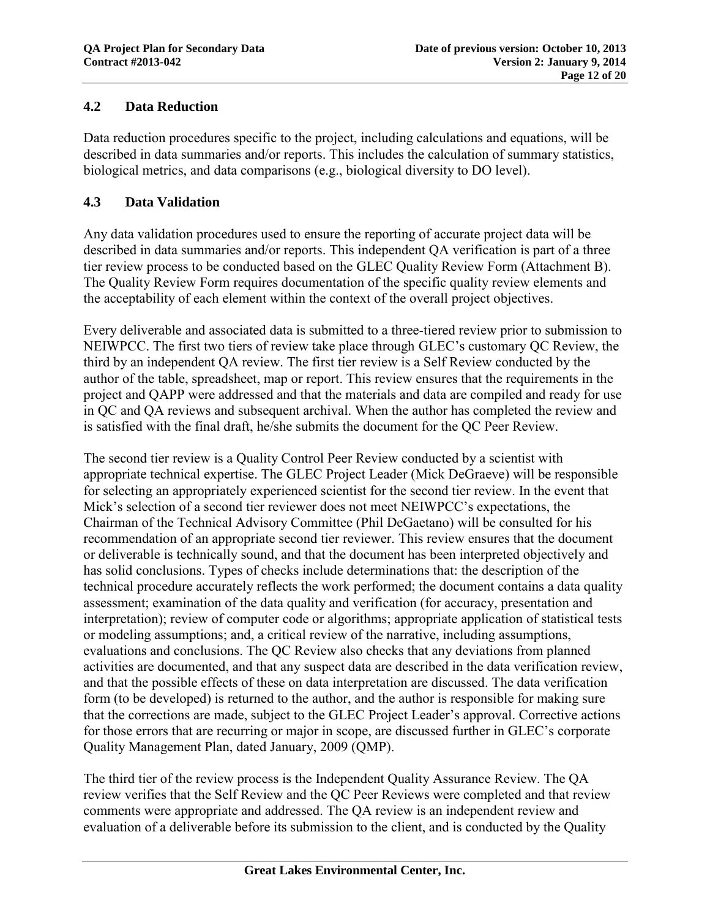## 4.2 Data Reduction

Data reduction procedures specific to the project, including calculations and equations, will be described in data summaries and/or reports. This includes the calculation of summary statistics, biological metrics, and data comparisons (e.g., biological diversity to DO level).

## 4.3 Data Validation

Any data validation procedures used to ensure the reporting of accurate project data will be described in data summaries and/or reports. This independent QA verification is part of a three tier review process to be conducted based on the GLEC Quality Review Form (Attachment B). The Quality Review Form requires documentation of the specific quality review elements and the acceptability of each element within the context of the overall project objectives.

Every deliverable and associated data is submitted to a three-tiered review prior to submission to NEIWPCC. The first two tiers of review take place through GLEC's customary QC Review, the third by an independent QA review. The first tier review is a Self Review conducted by the author of the table, spreadsheet, map or report. This review ensures that the requirements in the project and QAPP were addressed and that the materials and data are compiled and ready for use in QC and QA reviews and subsequent archival. When the author has completed the review and is satisfied with the final draft, he/she submits the document for the QC Peer Review.

The second tier review is a Quality Control Peer Review conducted by a scientist with appropriate technical expertise. The GLEC Project Leader (Mick DeGraeve) will be responsible for selecting an appropriately experienced scientist for the second tier review. In the event that Mick's selection of a second tier reviewer does not meet NEIWPCC's expectations, the Chairman of the Technical Advisory Committee (Phil DeGaetano) will be consulted for his recommendation of an appropriate second tier reviewer. This review ensures that the document or deliverable is technically sound, and that the document has been interpreted objectively and has solid conclusions. Types of checks include determinations that: the description of the technical procedure accurately reflects the work performed; the document contains a data quality assessment; examination of the data quality and verification (for accuracy, presentation and interpretation); review of computer code or algorithms; appropriate application of statistical tests or modeling assumptions; and, a critical review of the narrative, including assumptions, evaluations and conclusions. The QC Review also checks that any deviations from planned activities are documented, and that any suspect data are described in the data verification review, and that the possible effects of these on data interpretation are discussed. The data verification form (to be developed) is returned to the author, and the author is responsible for making sure that the corrections are made, subject to the GLEC Project Leader's approval. Corrective actions for those errors that are recurring or major in scope, are discussed further in GLEC's corporate Quality Management Plan, dated January, 2009 (QMP).

The third tier of the review process is the Independent Quality Assurance Review. The QA review verifies that the Self Review and the QC Peer Reviews were completed and that review comments were appropriate and addressed. The QA review is an independent review and evaluation of a deliverable before its submission to the client, and is conducted by the Quality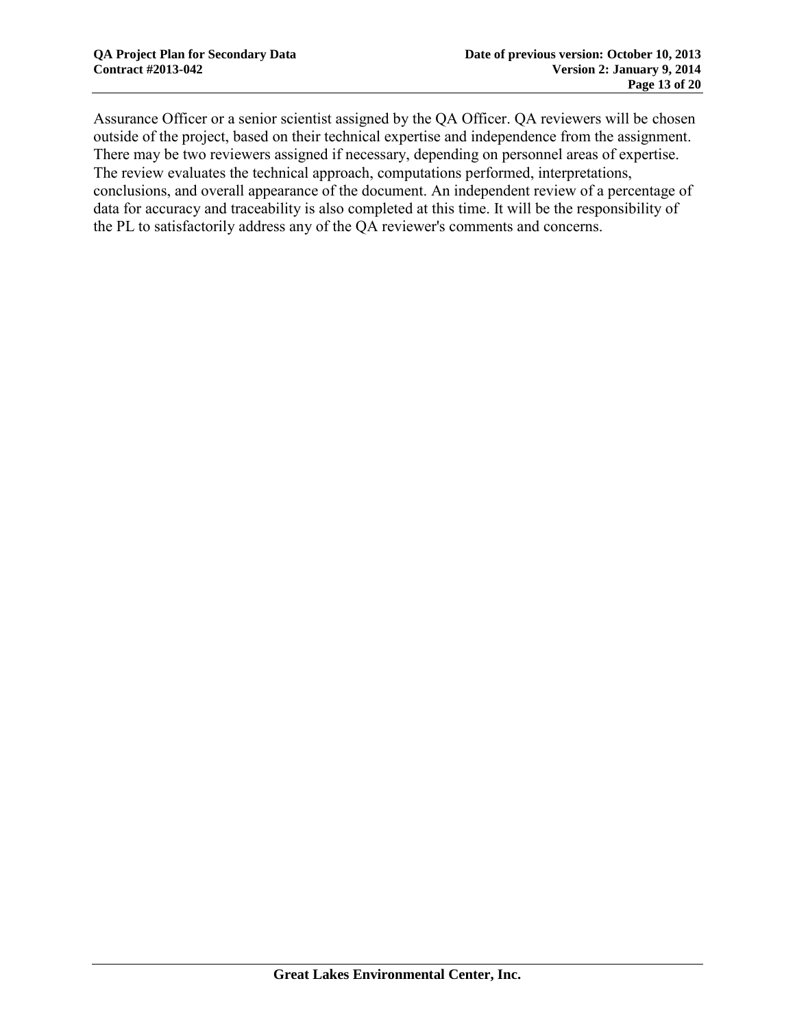Assurance Officer or a senior scientist assigned by the QA Officer. QA reviewers will be chosen outside of the project, based on their technical expertise and independence from the assignment. There may be two reviewers assigned if necessary, depending on personnel areas of expertise. The review evaluates the technical approach, computations performed, interpretations, conclusions, and overall appearance of the document. An independent review of a percentage of data for accuracy and traceability is also completed at this time. It will be the responsibility of the PL to satisfactorily address any of the QA reviewer's comments and concerns.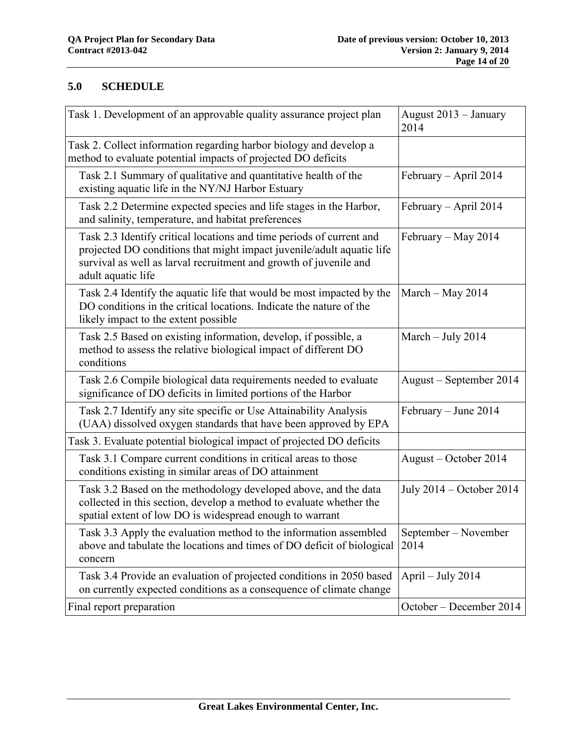## 5.0 SCHEDULE

| Task | Schedule |
|---|---|
| Task 1. Development of an approvable quality assurance project plan | August 2013 – January 2014 |
| Task 2. Collect information regarding harbor biology and develop a method to evaluate potential impacts of projected DO deficits | |
| Task 2.1 Summary of qualitative and quantitative health of the existing aquatic life in the NY/NJ Harbor Estuary | February – April 2014 |
| Task 2.2 Determine expected species and life stages in the Harbor, and salinity, temperature, and habitat preferences | February – April 2014 |
| Task 2.3 Identify critical locations and time periods of current and projected DO conditions that might impact juvenile/adult aquatic life survival as well as larval recruitment and growth of juvenile and adult aquatic life | February – May 2014 |
| Task 2.4 Identify the aquatic life that would be most impacted by the DO conditions in the critical locations. Indicate the nature of the likely impact to the extent possible | March – May 2014 |
| Task 2.5 Based on existing information, develop, if possible, a method to assess the relative biological impact of different DO conditions | March – July 2014 |
| Task 2.6 Compile biological data requirements needed to evaluate significance of DO deficits in limited portions of the Harbor | August – September 2014 |
| Task 2.7 Identify any site specific or Use Attainability Analysis (UAA) dissolved oxygen standards that have been approved by EPA | February – June 2014 |
| Task 3. Evaluate potential biological impact of projected DO deficits | |
| Task 3.1 Compare current conditions in critical areas to those conditions existing in similar areas of DO attainment | August – October 2014 |
| Task 3.2 Based on the methodology developed above, and the data collected in this section, develop a method to evaluate whether the spatial extent of low DO is widespread enough to warrant | July 2014 – October 2014 |
| Task 3.3 Apply the evaluation method to the information assembled above and tabulate the locations and times of DO deficit of biological concern | September – November 2014 |
| Task 3.4 Provide an evaluation of projected conditions in 2050 based on currently expected conditions as a consequence of climate change | April – July 2014 |
| Final report preparation | October – December 2014 |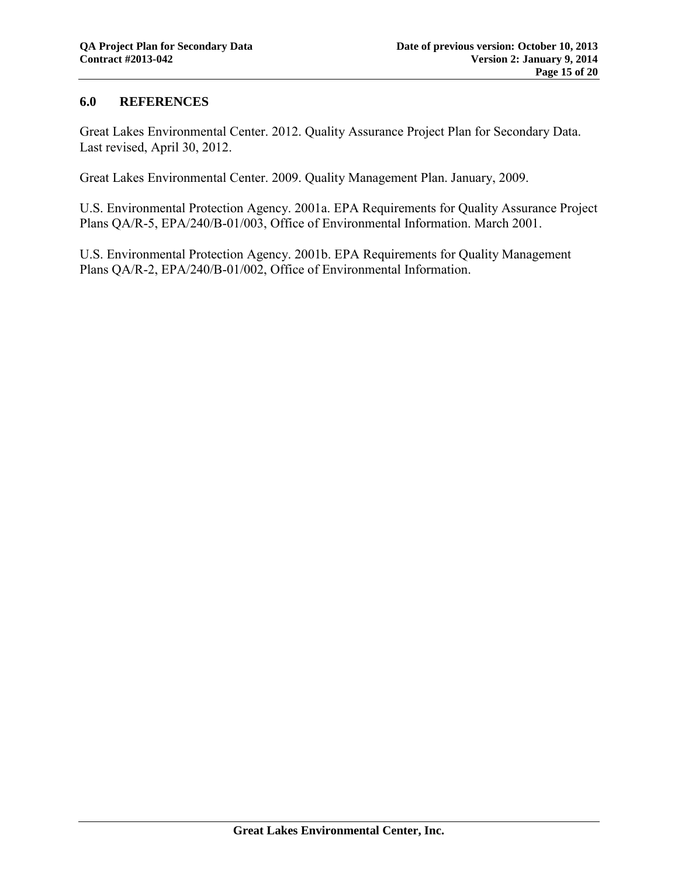## 6.0 REFERENCES

Great Lakes Environmental Center. 2012. Quality Assurance Project Plan for Secondary Data. Last revised, April 30, 2012.

Great Lakes Environmental Center. 2009. Quality Management Plan. January, 2009.

U.S. Environmental Protection Agency. 2001a. EPA Requirements for Quality Assurance Project Plans QA/R-5, EPA/240/B-01/003, Office of Environmental Information. March 2001.

U.S. Environmental Protection Agency. 2001b. EPA Requirements for Quality Management Plans QA/R-2, EPA/240/B-01/002, Office of Environmental Information.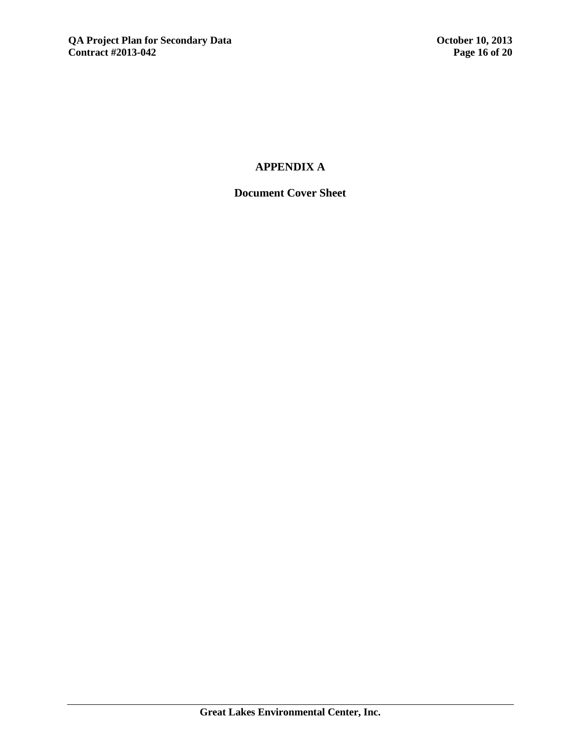# APPENDIX A

## Document Cover Sheet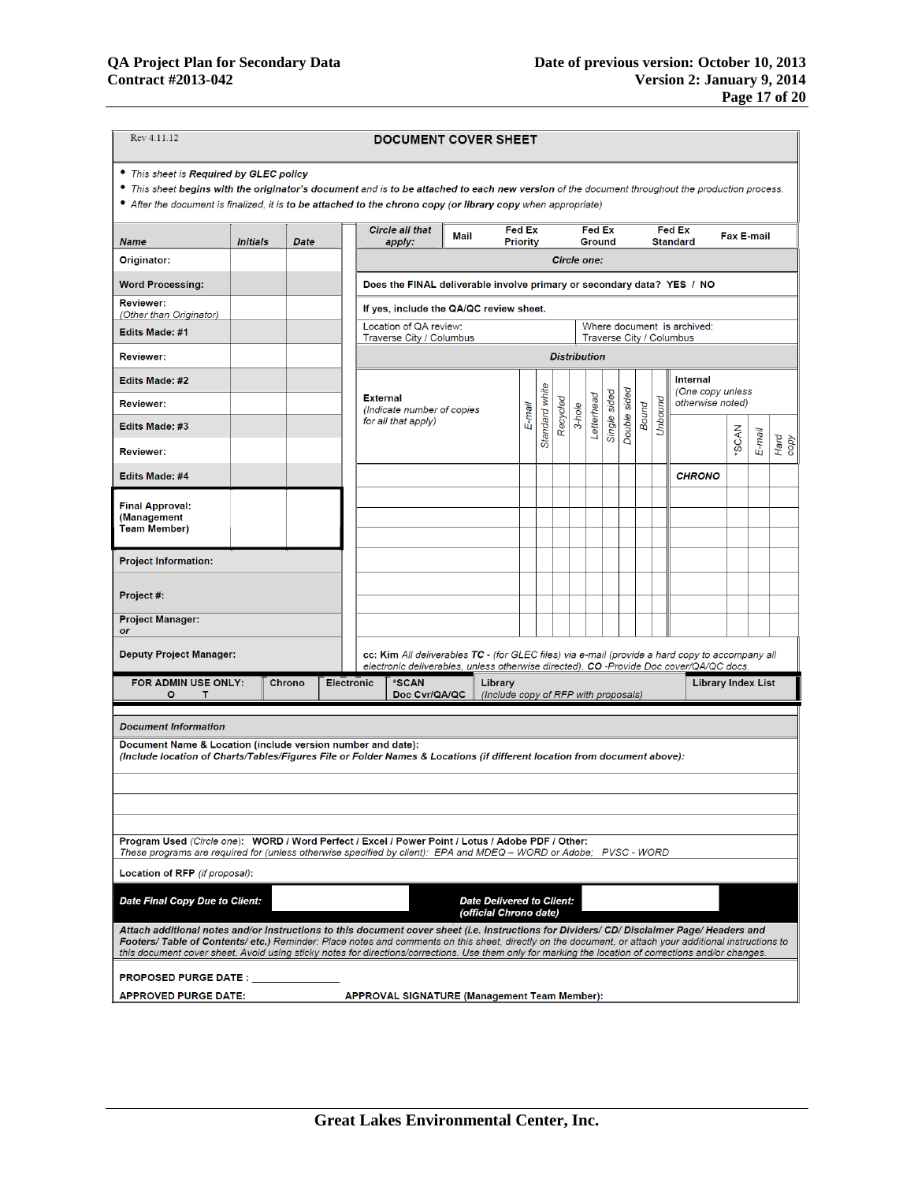Rev 4.11.12

## DOCUMENT COVER SHEET

- *This sheet is **Required by GLEC policy***
- *This sheet **begins with the originator's document** and is **to be attached to each new version** of the document throughout the production process.*
- *After the document is finalized, it is **to be attached to the chrono copy (or library copy** when appropriate)*

| Name | Initials | Date |
|---|---|---|
| Originator: | | |
| Word Processing: | | |
| Reviewer: (Other than Originator) | | |
| Edits Made: #1 | | |
| Reviewer: | | |
| Edits Made: #2 | | |
| Reviewer: | | |
| Edits Made: #3 | | |
| Reviewer: | | |
| Edits Made: #4 | | |
| Final Approval: (Management Team Member) | | |
| Project Information: | | |
| Project #: | | |
| Project Manager: or | | |
| Deputy Project Manager: | | |

| Circle all that apply: | Mail | Fed Ex Priority | Fed Ex Ground | Fed Ex Standard | Fax E-mail |
|---|---|---|---|---|---|

*Circle one:*

**Does the FINAL deliverable involve primary or secondary data? YES / NO**

**If yes, include the QA/QC review sheet.**

| Location of QA review: Traverse City / Columbus | Where document is archived: Traverse City / Columbus |
|---|---|

***Distribution***

| **External** *(Indicate number of copies for all that apply)* | *E-mail* | *Standard white* | *Recycled* | *3-hole* | *Letterhead* | *Single sided* | *Double sided* | *Bound* | *Unbound* | **Internal** *(One copy unless otherwise noted)* | *\*SCAN* | *E-mail* | *Hard copy* |
|---|---|---|---|---|---|---|---|---|---|---|---|---|---|
| | | | | | | | | | | ***CHRONO*** | | | |
| | | | | | | | | | | | | | |
| | | | | | | | | | | | | | |
| | | | | | | | | | | | | | |
| | | | | | | | | | | | | | |
| | | | | | | | | | | | | | |
| | | | | | | | | | | | | | |

**cc: Kim** *All deliverables **TC** - (for GLEC files) via e-mail (provide a hard copy to accompany all electronic deliverables, unless otherwise directed).* ***CO*** *-Provide Doc cover/QA/QC docs.*

| FOR ADMIN USE ONLY: O T | Chrono | Electronic | \*SCAN Doc Cvr/QA/QC | Library *(Include copy of RFP with proposals)* | Library Index List |
|---|---|---|---|---|---|

***Document Information***

**Document Name & Location (include version number and date):**
***(Include location of Charts/Tables/Figures File or Folder Names & Locations (if different location from document above):***

**Program Used** *(Circle one)*: **WORD / Word Perfect / Excel / Power Point / Lotus / Adobe PDF / Other:**
*These programs are required for (unless otherwise specified by client): EPA and MDEQ – WORD or Adobe; PVSC - WORD*

**Location of RFP** *(if proposal)*:

| ***Date Final Copy Due to Client:*** | | ***Date Delivered to Client: (official Chrono date)*** | |
|---|---|---|---|

***Attach additional notes and/or Instructions to this document cover sheet (i.e. Instructions for Dividers/ CD/ Disclaimer Page/ Headers and Footers/ Table of Contents/ etc.)*** *Reminder: Place notes and comments on this sheet, directly on the document, or attach your additional instructions to this document cover sheet. Avoid using sticky notes for directions/corrections. Use them only for marking the location of corrections and/or changes.*

**PROPOSED PURGE DATE :** _______________

**APPROVED PURGE DATE:** **APPROVAL SIGNATURE (Management Team Member):**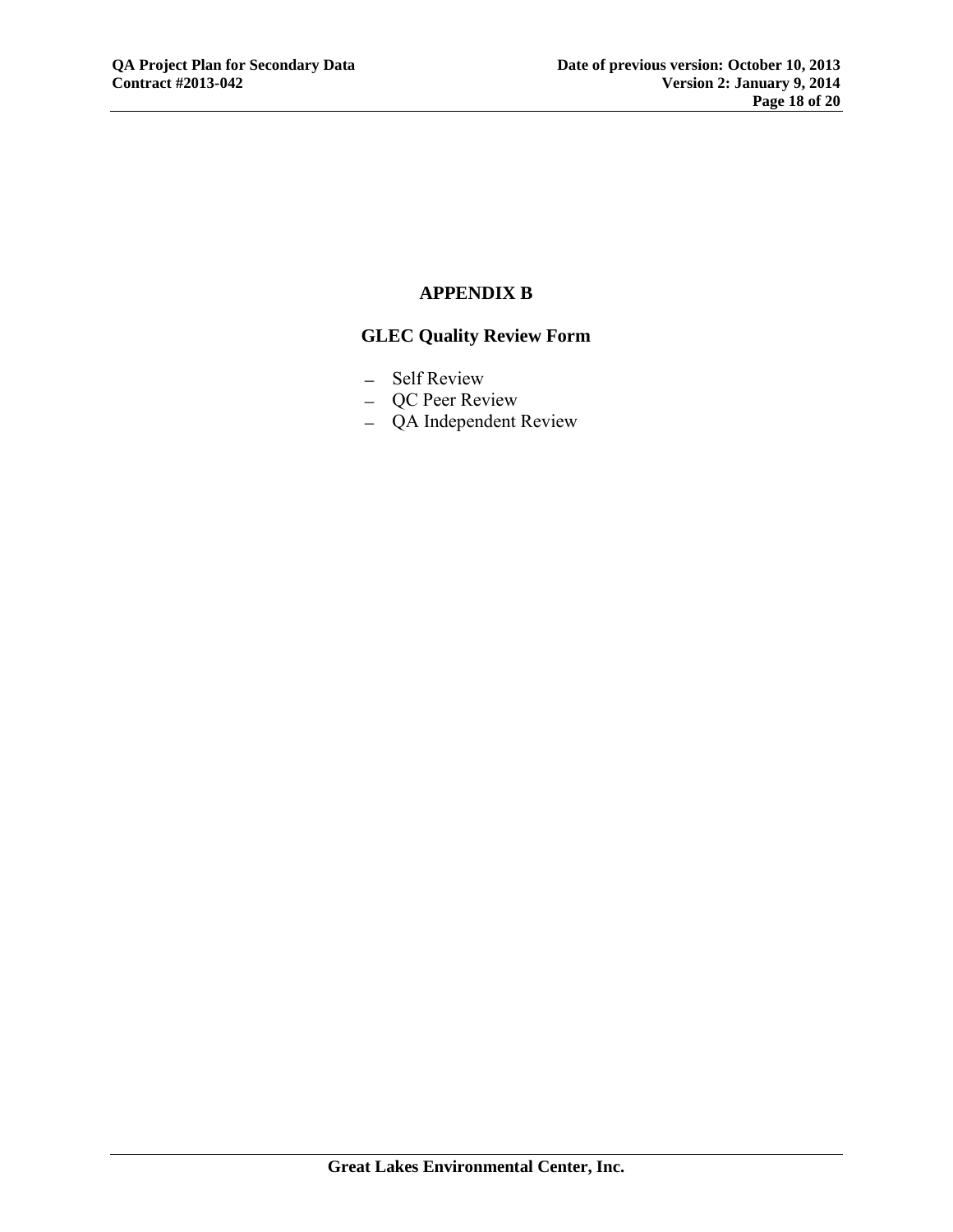# APPENDIX B

## GLEC Quality Review Form

- Self Review
- QC Peer Review
- QA Independent Review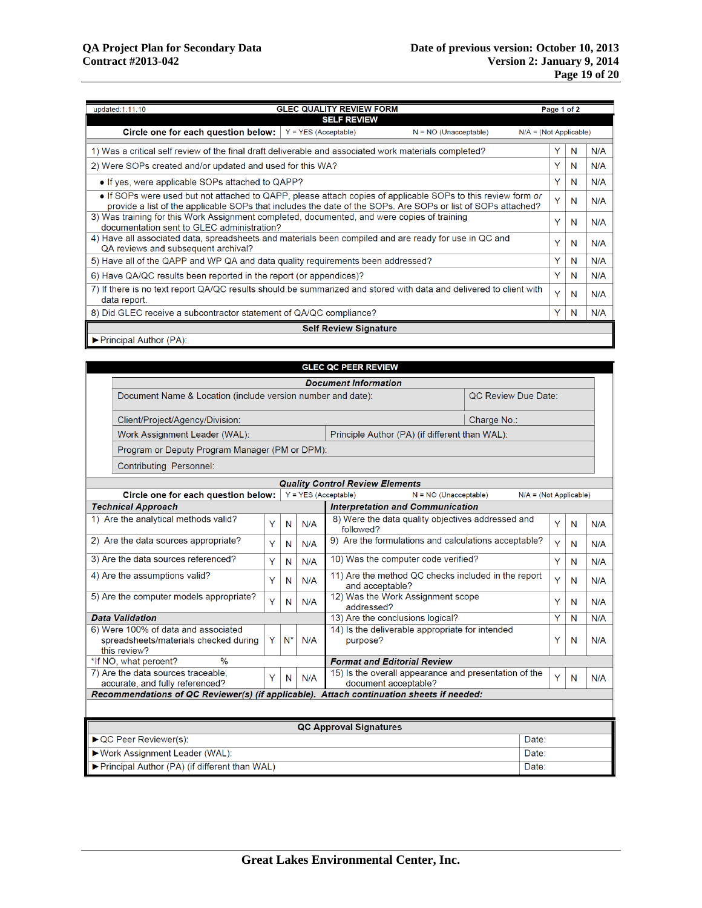updated:1.11.10 **GLEC QUALITY REVIEW FORM** Page 1 of 2

## SELF REVIEW

| Circle one for each question below: | Y = YES (Acceptable) | N = NO (Unacceptable) | N/A = (Not Applicable) |
|---|---|---|---|
| 1) Was a critical self review of the final draft deliverable and associated work materials completed? | Y | N | N/A |
| 2) Were SOPs created and/or updated and used for this WA? | Y | N | N/A |
| • If yes, were applicable SOPs attached to QAPP? | Y | N | N/A |
| • If SOPs were used but not attached to QAPP, please attach copies of applicable SOPs to this review form *or* provide a list of the applicable SOPs that includes the date of the SOPs. Are SOPs or list of SOPs attached? | Y | N | N/A |
| 3) Was training for this Work Assignment completed, documented, and were copies of training documentation sent to GLEC administration? | Y | N | N/A |
| 4) Have all associated data, spreadsheets and materials been compiled and are ready for use in QC and QA reviews and subsequent archival? | Y | N | N/A |
| 5) Have all of the QAPP and WP QA and data quality requirements been addressed? | Y | N | N/A |
| 6) Have QA/QC results been reported in the report (or appendices)? | Y | N | N/A |
| 7) If there is no text report QA/QC results should be summarized and stored with data and delivered to client with data report. | Y | N | N/A |
| 8) Did GLEC receive a subcontractor statement of QA/QC compliance? | Y | N | N/A |

**Self Review Signature**

► Principal Author (PA):

## GLEC QC PEER REVIEW

***Document Information***

| | |
|---|---|
| Document Name & Location (include version number and date): | QC Review Due Date: |
| Client/Project/Agency/Division: | Charge No.: |
| Work Assignment Leader (WAL): | Principle Author (PA) (if different than WAL): |
| Program or Deputy Program Manager (PM or DPM): | |
| Contributing Personnel: | |

***Quality Control Review Elements***

**Circle one for each question below:** Y = YES (Acceptable) N = NO (Unacceptable) N/A = (Not Applicable)

| ***Technical Approach*** | | | | ***Interpretation and Communication*** | | | |
|---|---|---|---|---|---|---|---|
| 1) Are the analytical methods valid? | Y | N | N/A | 8) Were the data quality objectives addressed and followed? | Y | N | N/A |
| 2) Are the data sources appropriate? | Y | N | N/A | 9) Are the formulations and calculations acceptable? | Y | N | N/A |
| 3) Are the data sources referenced? | Y | N | N/A | 10) Was the computer code verified? | Y | N | N/A |
| 4) Are the assumptions valid? | Y | N | N/A | 11) Are the method QC checks included in the report and acceptable? | Y | N | N/A |
| 5) Are the computer models appropriate? | Y | N | N/A | 12) Was the Work Assignment scope addressed? | Y | N | N/A |
| ***Data Validation*** | | | | 13) Are the conclusions logical? | Y | N | N/A |
| 6) Were 100% of data and associated spreadsheets/materials checked during this review? | Y | N* | N/A | 14) Is the deliverable appropriate for intended purpose? | Y | N | N/A |
| *If NO, what percent? % | | | | ***Format and Editorial Review*** | | | |
| 7) Are the data sources traceable, accurate, and fully referenced? | Y | N | N/A | 15) Is the overall appearance and presentation of the document acceptable? | Y | N | N/A |

***Recommendations of QC Reviewer(s) (if applicable). Attach continuation sheets if needed:***

| QC Approval Signatures | |
|---|---|
| ► QC Peer Reviewer(s): | Date: |
| ► Work Assignment Leader (WAL): | Date: |
| ► Principal Author (PA) (if different than WAL) | Date: |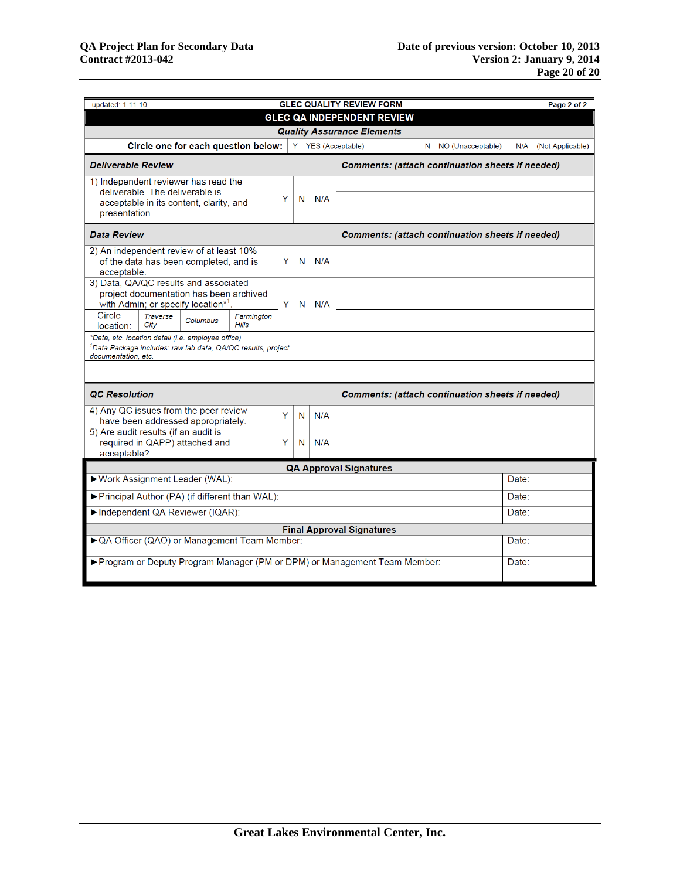| updated: 1.11.10 | GLEC QUALITY REVIEW FORM | | | Page 2 of 2 |
|---|---|---|---|---|
| **GLEC QA INDEPENDENT REVIEW** | | | | |
| ***Quality Assurance Elements*** | | | | |
| **Circle one for each question below:** | Y = YES (Acceptable) | N = NO (Unacceptable) | N/A = (Not Applicable) | |

| ***Deliverable Review*** | | | | ***Comments: (attach continuation sheets if needed)*** |
|---|---|---|---|---|
| 1) Independent reviewer has read the deliverable. The deliverable is acceptable in its content, clarity, and presentation. | Y | N | N/A | |
| ***Data Review*** | | | | ***Comments: (attach continuation sheets if needed)*** |
| 2) An independent review of at least 10% of the data has been completed, and is acceptable. | Y | N | N/A | |
| 3) Data, QA/QC results and associated project documentation has been archived with Admin; or specify location*[1]. Circle location: *Traverse City* / *Columbus* / *Farmington Hills* | Y | N | N/A | |
| *Data, etc. location detail (i.e. employee office) [1]Data Package includes: raw lab data, QA/QC results, project documentation, etc. | | | | |
| ***QC Resolution*** | | | | ***Comments: (attach continuation sheets if needed)*** |
| 4) Any QC issues from the peer review have been addressed appropriately. | Y | N | N/A | |
| 5) Are audit results (if an audit is required in QAPP) attached and acceptable? | Y | N | N/A | |

| **QA Approval Signatures** | |
|---|---|
| ►Work Assignment Leader (WAL): | Date: |
| ►Principal Author (PA) (if different than WAL): | Date: |
| ►Independent QA Reviewer (IQAR): | Date: |
| **Final Approval Signatures** | |
| ►QA Officer (QAO) or Management Team Member: | Date: |
| ►Program or Deputy Program Manager (PM or DPM) or Management Team Member: | Date: |